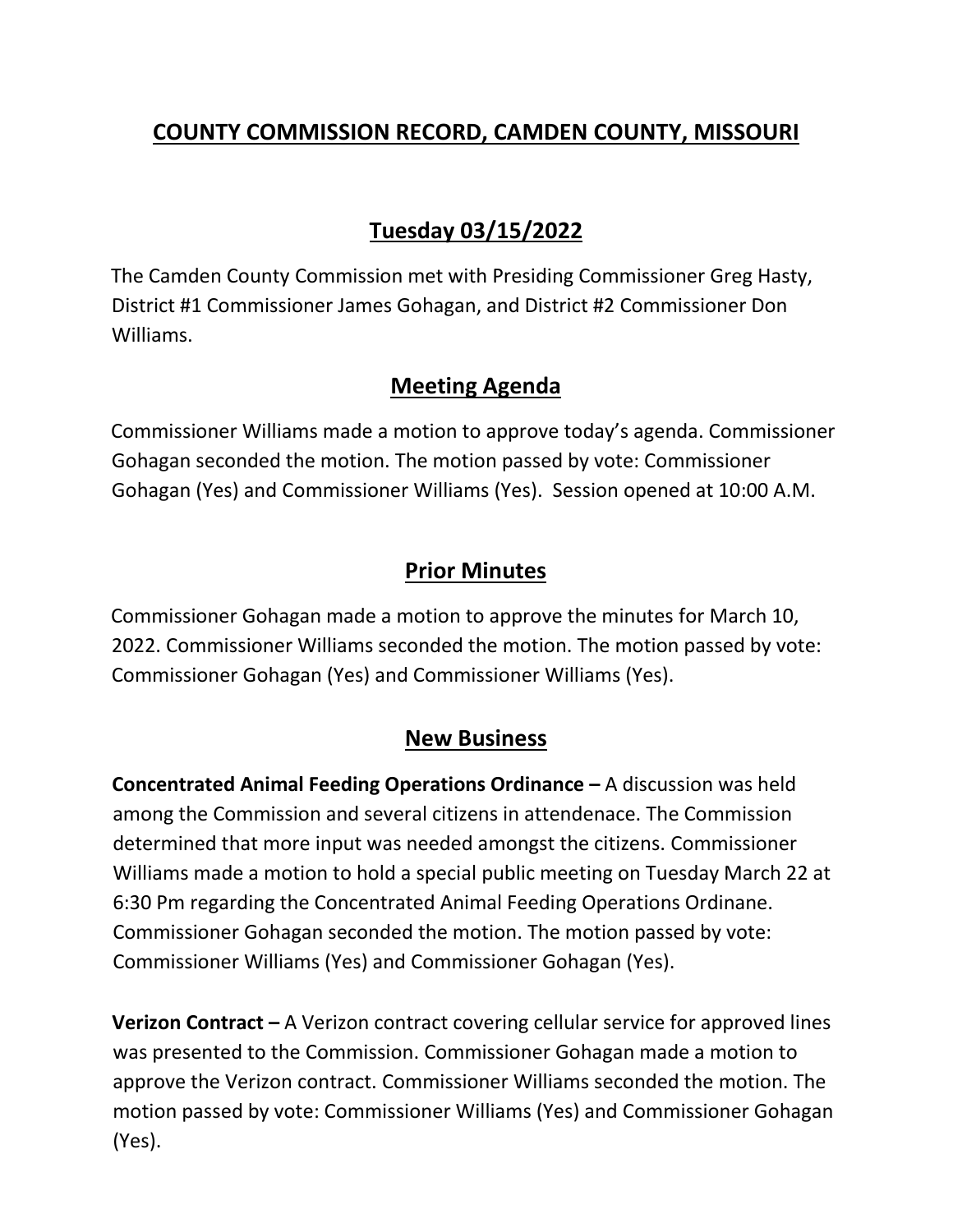# COUNTY COMMISSION RECORD, CAMDEN COUNTY, MISSOURI

## Tuesday 03/15/2022

The Camden County Commission met with Presiding Commissioner Greg Hasty, District #1 Commissioner James Gohagan, and District #2 Commissioner Don Williams.

## Meeting Agenda

Commissioner Williams made a motion to approve today's agenda. Commissioner Gohagan seconded the motion. The motion passed by vote: Commissioner Gohagan (Yes) and Commissioner Williams (Yes). Session opened at 10:00 A.M.

## Prior Minutes

Commissioner Gohagan made a motion to approve the minutes for March 10, 2022. Commissioner Williams seconded the motion. The motion passed by vote: Commissioner Gohagan (Yes) and Commissioner Williams (Yes).

## New Business

**Concentrated Animal Feeding Operations Ordinance –** A discussion was held among the Commission and several citizens in attendenace. The Commission determined that more input was needed amongst the citizens. Commissioner Williams made a motion to hold a special public meeting on Tuesday March 22 at 6:30 Pm regarding the Concentrated Animal Feeding Operations Ordinane. Commissioner Gohagan seconded the motion. The motion passed by vote: Commissioner Williams (Yes) and Commissioner Gohagan (Yes).

**Verizon Contract –** A Verizon contract covering cellular service for approved lines was presented to the Commission. Commissioner Gohagan made a motion to approve the Verizon contract. Commissioner Williams seconded the motion. The motion passed by vote: Commissioner Williams (Yes) and Commissioner Gohagan (Yes).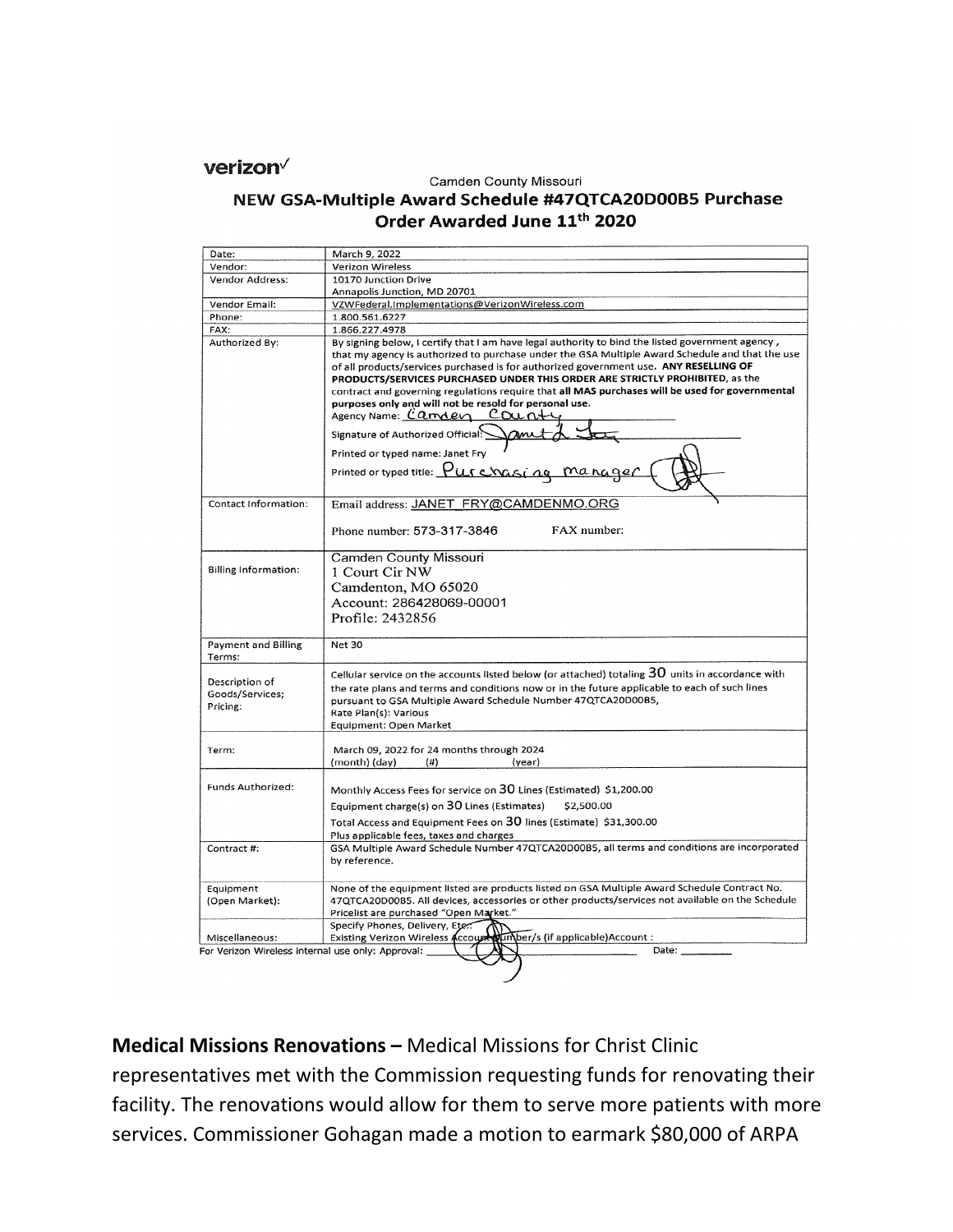verizon✓

Camden County Missouri

## NEW GSA-Multiple Award Schedule #47QTCA20D00B5 Purchase Order Awarded June 11th 2020

| | |
|---|---|
| Date: | March 9, 2022 |
| Vendor: | Verizon Wireless |
| Vendor Address: | 10170 Junction Drive<br>Annapolis Junction, MD 20701 |
| Vendor Email: | VZWFederal.Implementations@VerizonWireless.com |
| Phone: | 1.800.561.6227 |
| FAX: | 1.866.227.4978 |
| Authorized By: | By signing below, I certify that I am have legal authority to bind the listed government agency, that my agency is authorized to purchase under the GSA Multiple Award Schedule and that the use of all products/services purchased is for authorized government use. **ANY RESELLING OF PRODUCTS/SERVICES PURCHASED UNDER THIS ORDER ARE STRICTLY PROHIBITED,** as the contract and governing regulations require that **all MAS purchases will be used for governmental purposes only and will not be resold for personal use.**<br>Agency Name: Camden County<br>Signature of Authorized Official: Janet L Fry<br>Printed or typed name: Janet Fry<br>Printed or typed title: Purchasing manager |
| Contact Information: | Email address: JANET_FRY@CAMDENMO.ORG<br>Phone number: 573-317-3846 FAX number: |
| Billing Information: | Camden County Missouri<br>1 Court Cir NW<br>Camdenton, MO 65020<br>Account: 286428069-00001<br>Profile: 2432856 |
| Payment and Billing Terms: | Net 30 |
| Description of Goods/Services; Pricing: | Cellular service on the accounts listed below (or attached) totaling 30 units in accordance with the rate plans and terms and conditions now or in the future applicable to each of such lines pursuant to GSA Multiple Award Schedule Number 47QTCA20D00B5,<br>Rate Plan(s): Various<br>Equipment: Open Market |
| Term: | March 09, 2022 for 24 months through 2024<br>(month) (day) (#) (year) |
| Funds Authorized: | Monthly Access Fees for service on 30 Lines (Estimated) $1,200.00<br>Equipment charge(s) on 30 Lines (Estimates) $2,500.00<br>Total Access and Equipment Fees on 30 lines (Estimate) $31,300.00<br>Plus applicable fees, taxes and charges |
| Contract #: | GSA Multiple Award Schedule Number 47QTCA20D00B5, all terms and conditions are incorporated by reference. |
| Equipment (Open Market): | None of the equipment listed are products listed on GSA Multiple Award Schedule Contract No. 47QTCA20D00B5. All devices, accessories or other products/services not available on the Schedule Pricelist are purchased "Open Market." |
| Miscellaneous: | Specify Phones, Delivery, Etc.:<br>Existing Verizon Wireless Account Number/s (if applicable)Account : |

For Verizon Wireless internal use only: Approval: \_\_\_\_\_\_\_\_\_\_ Date: \_\_\_\_\_\_

**Medical Missions Renovations –** Medical Missions for Christ Clinic representatives met with the Commission requesting funds for renovating their facility. The renovations would allow for them to serve more patients with more services. Commissioner Gohagan made a motion to earmark $80,000 of ARPA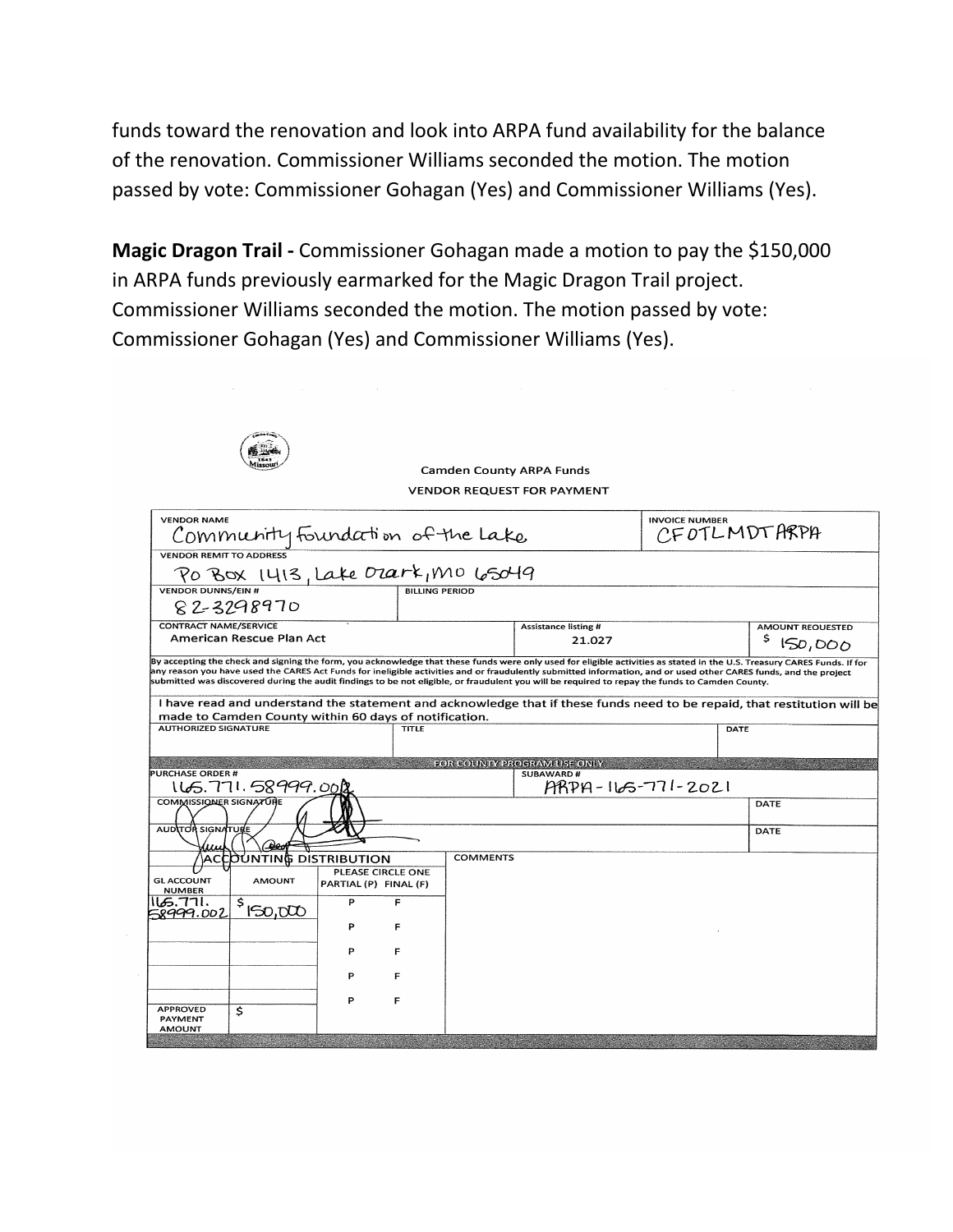funds toward the renovation and look into ARPA fund availability for the balance of the renovation. Commissioner Williams seconded the motion. The motion passed by vote: Commissioner Gohagan (Yes) and Commissioner Williams (Yes).

**Magic Dragon Trail -** Commissioner Gohagan made a motion to pay the $150,000 in ARPA funds previously earmarked for the Magic Dragon Trail project. Commissioner Williams seconded the motion. The motion passed by vote: Commissioner Gohagan (Yes) and Commissioner Williams (Yes).

Camden County ARPA Funds

VENDOR REQUEST FOR PAYMENT

| VENDOR NAME | | INVOICE NUMBER | |
|---|---|---|---|
| Community Foundation of the Lake | | CFOTLMDTARPA | |
| VENDOR REMIT TO ADDRESS | | | |
| PO Box 1413, Lake Ozark, MO 65049 | | | |
| VENDOR DUNNS/EIN # | BILLING PERIOD | | |
| 82-3298970 | | | |
| CONTRACT NAME/SERVICE | Assistance listing # | | AMOUNT REQUESTED |
| American Rescue Plan Act | 21.027 | | $ 150,000 |

By accepting the check and signing the form, you acknowledge that these funds were only used for eligible activities as stated in the U.S. Treasury CARES Funds. If for any reason you have used the CARES Act Funds for ineligible activities and or fraudulently submitted information, and or used other CARES funds, and the project submitted was discovered during the audit findings to be not eligible, or fraudulent you will be required to repay the funds to Camden County.

I have read and understand the statement and acknowledge that if these funds need to be repaid, that restitution will be made to Camden County within 60 days of notification.

| AUTHORIZED SIGNATURE | TITLE | DATE |
|---|---|---|
| | | |

FOR COUNTY PROGRAM USE ONLY

| PURCHASE ORDER # | SUBAWARD # |
|---|---|
| 165.771.58999.002 | ARPA-165-771-2021 |
| COMMISSIONER SIGNATURE | DATE |
| AUDITOR SIGNATURE | DATE |

ACCOUNTING DISTRIBUTION

| GL ACCOUNT NUMBER | AMOUNT | PLEASE CIRCLE ONE PARTIAL (P) FINAL (F) | | COMMENTS |
|---|---|---|---|---|
| 165.771.58999.002 | $ 150,000 | P | F | |
| | | P | F | |
| | | P | F | |
| | | P | F | |
| | | P | F | |
| APPROVED PAYMENT AMOUNT | $ | | | |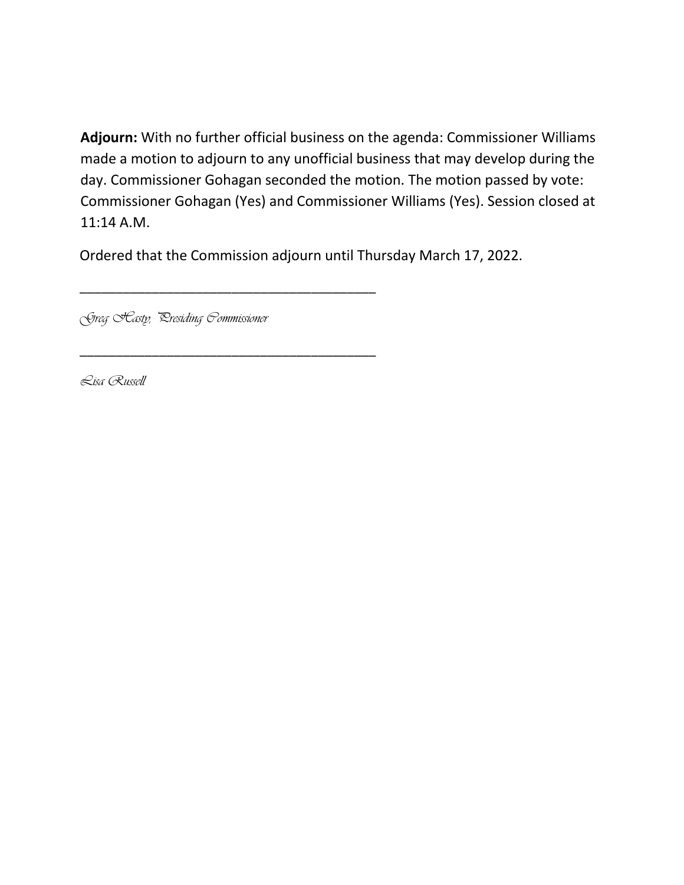**Adjourn:** With no further official business on the agenda: Commissioner Williams made a motion to adjourn to any unofficial business that may develop during the day. Commissioner Gohagan seconded the motion. The motion passed by vote: Commissioner Gohagan (Yes) and Commissioner Williams (Yes). Session closed at 11:14 A.M.

Ordered that the Commission adjourn until Thursday March 17, 2022.

_________________________________________

*Greg Hasty, Presiding Commissioner*

_________________________________________

*Lisa Russell*